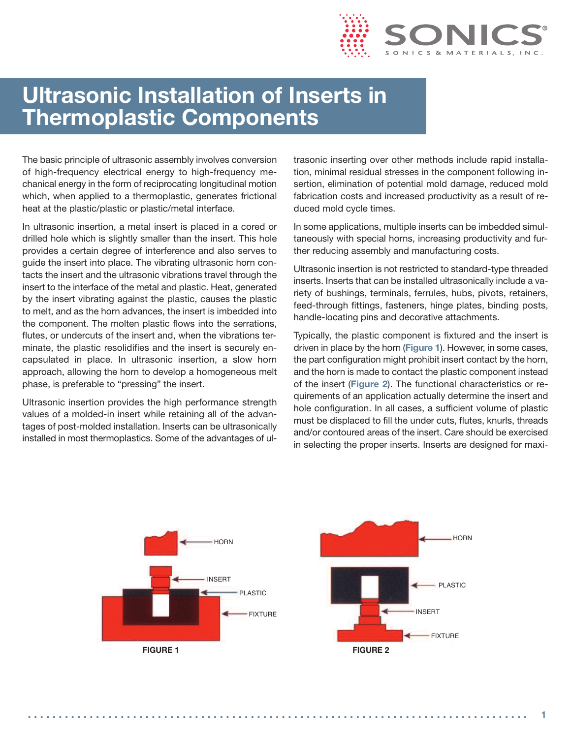# Ultrasonic Installation of Inserts in Thermoplastic Components

The basic principle of ultrasonic assembly involves conversion of high-frequency electrical energy to high-frequency mechanical energy in the form of reciprocating longitudinal motion which, when applied to a thermoplastic, generates frictional heat at the plastic/plastic or plastic/metal interface.

In ultrasonic insertion, a metal insert is placed in a cored or drilled hole which is slightly smaller than the insert. This hole provides a certain degree of interference and also serves to guide the insert into place. The vibrating ultrasonic horn contacts the insert and the ultrasonic vibrations travel through the insert to the interface of the metal and plastic. Heat, generated by the insert vibrating against the plastic, causes the plastic to melt, and as the horn advances, the insert is imbedded into the component. The molten plastic flows into the serrations, flutes, or undercuts of the insert and, when the vibrations terminate, the plastic resolidifies and the insert is securely encapsulated in place. In ultrasonic insertion, a slow horn approach, allowing the horn to develop a homogeneous melt phase, is preferable to "pressing" the insert.

Ultrasonic insertion provides the high performance strength values of a molded-in insert while retaining all of the advantages of post-molded installation. Inserts can be ultrasonically installed in most thermoplastics. Some of the advantages of ultrasonic inserting over other methods include rapid installation, minimal residual stresses in the component following insertion, elimination of potential mold damage, reduced mold fabrication costs and increased productivity as a result of reduced mold cycle times.

In some applications, multiple inserts can be imbedded simultaneously with special horns, increasing productivity and further reducing assembly and manufacturing costs.

Ultrasonic insertion is not restricted to standard-type threaded inserts. Inserts that can be installed ultrasonically include a variety of bushings, terminals, ferrules, hubs, pivots, retainers, feed-through fittings, fasteners, hinge plates, binding posts, handle-locating pins and decorative attachments.

Typically, the plastic component is fixtured and the insert is driven in place by the horn (**Figure 1**). However, in some cases, the part configuration might prohibit insert contact by the horn, and the horn is made to contact the plastic component instead of the insert (**Figure 2**). The functional characteristics or requirements of an application actually determine the insert and hole configuration. In all cases, a sufficient volume of plastic must be displaced to fill the under cuts, flutes, knurls, threads and/or contoured areas of the insert. Care should be exercised in selecting the proper inserts. Inserts are designed for maxi-

HORN
INSERT
PLASTIC
FIXTURE

**FIGURE 1**

HORN
PLASTIC
INSERT
FIXTURE

**FIGURE 2**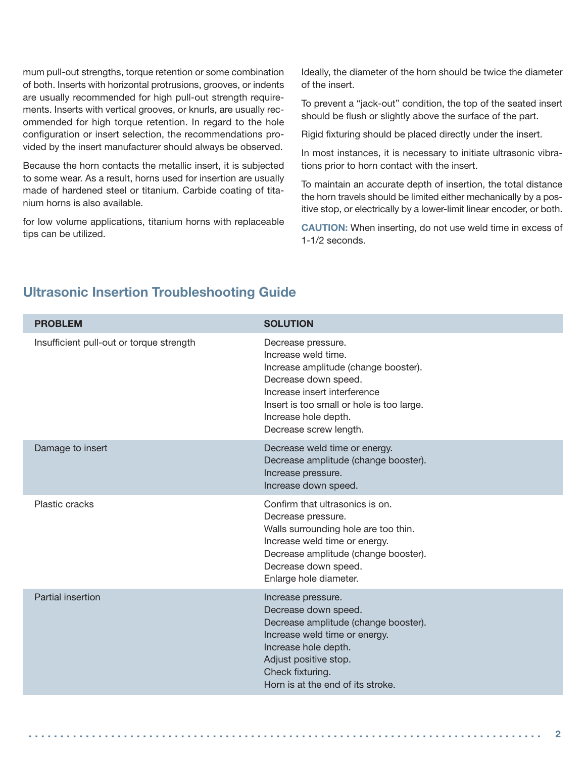mum pull-out strengths, torque retention or some combination of both. Inserts with horizontal protrusions, grooves, or indents are usually recommended for high pull-out strength requirements. Inserts with vertical grooves, or knurls, are usually recommended for high torque retention. In regard to the hole configuration or insert selection, the recommendations provided by the insert manufacturer should always be observed.

Because the horn contacts the metallic insert, it is subjected to some wear. As a result, horns used for insertion are usually made of hardened steel or titanium. Carbide coating of titanium horns is also available.

for low volume applications, titanium horns with replaceable tips can be utilized.

Ideally, the diameter of the horn should be twice the diameter of the insert.

To prevent a “jack-out” condition, the top of the seated insert should be flush or slightly above the surface of the part.

Rigid fixturing should be placed directly under the insert.

In most instances, it is necessary to initiate ultrasonic vibrations prior to horn contact with the insert.

To maintain an accurate depth of insertion, the total distance the horn travels should be limited either mechanically by a positive stop, or electrically by a lower-limit linear encoder, or both.

**CAUTION:** When inserting, do not use weld time in excess of 1-1/2 seconds.

## Ultrasonic Insertion Troubleshooting Guide

| PROBLEM | SOLUTION |
|---|---|
| Insufficient pull-out or torque strength | Decrease pressure.<br>Increase weld time.<br>Increase amplitude (change booster).<br>Decrease down speed.<br>Increase insert interference<br>Insert is too small or hole is too large.<br>Increase hole depth.<br>Decrease screw length. |
| Damage to insert | Decrease weld time or energy.<br>Decrease amplitude (change booster).<br>Increase pressure.<br>Increase down speed. |
| Plastic cracks | Confirm that ultrasonics is on.<br>Decrease pressure.<br>Walls surrounding hole are too thin.<br>Increase weld time or energy.<br>Decrease amplitude (change booster).<br>Decrease down speed.<br>Enlarge hole diameter. |
| Partial insertion | Increase pressure.<br>Decrease down speed.<br>Decrease amplitude (change booster).<br>Increase weld time or energy.<br>Increase hole depth.<br>Adjust positive stop.<br>Check fixturing.<br>Horn is at the end of its stroke. |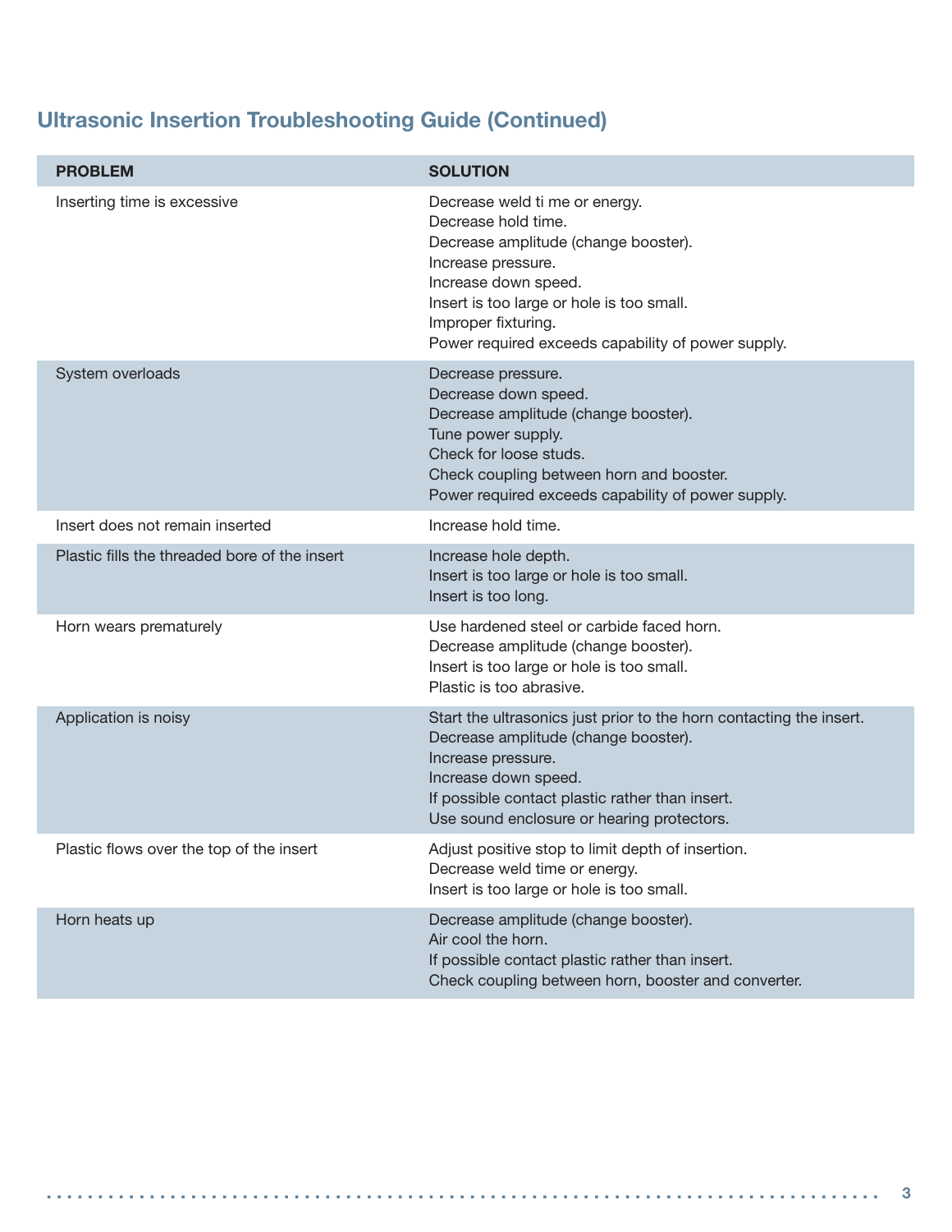## Ultrasonic Insertion Troubleshooting Guide (Continued)

| PROBLEM | SOLUTION |
| --- | --- |
| Inserting time is excessive | Decrease weld ti me or energy.<br>Decrease hold time.<br>Decrease amplitude (change booster).<br>Increase pressure.<br>Increase down speed.<br>Insert is too large or hole is too small.<br>Improper fixturing.<br>Power required exceeds capability of power supply. |
| System overloads | Decrease pressure.<br>Decrease down speed.<br>Decrease amplitude (change booster).<br>Tune power supply.<br>Check for loose studs.<br>Check coupling between horn and booster.<br>Power required exceeds capability of power supply. |
| Insert does not remain inserted | Increase hold time. |
| Plastic fills the threaded bore of the insert | Increase hole depth.<br>Insert is too large or hole is too small.<br>Insert is too long. |
| Horn wears prematurely | Use hardened steel or carbide faced horn.<br>Decrease amplitude (change booster).<br>Insert is too large or hole is too small.<br>Plastic is too abrasive. |
| Application is noisy | Start the ultrasonics just prior to the horn contacting the insert.<br>Decrease amplitude (change booster).<br>Increase pressure.<br>Increase down speed.<br>If possible contact plastic rather than insert.<br>Use sound enclosure or hearing protectors. |
| Plastic flows over the top of the insert | Adjust positive stop to limit depth of insertion.<br>Decrease weld time or energy.<br>Insert is too large or hole is too small. |
| Horn heats up | Decrease amplitude (change booster).<br>Air cool the horn.<br>If possible contact plastic rather than insert.<br>Check coupling between horn, booster and converter. |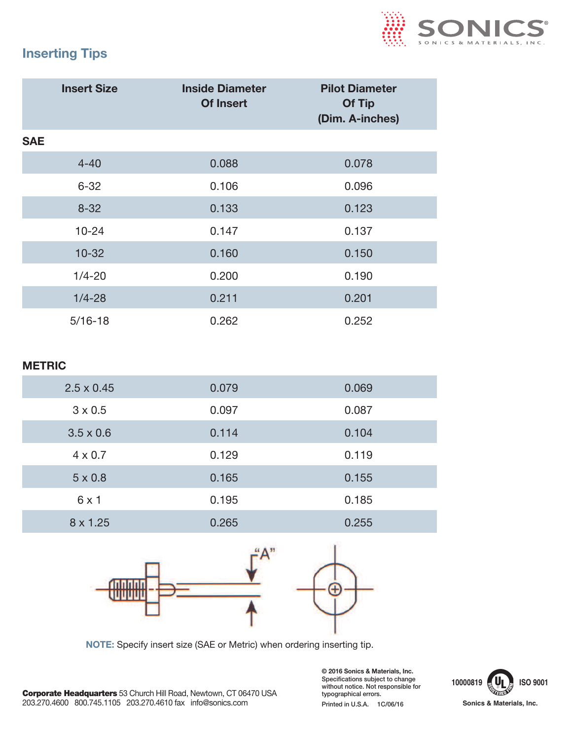## Inserting Tips

| Insert Size | Inside Diameter Of Insert | Pilot Diameter Of Tip (Dim. A-inches) |
|---|---|---|
| **SAE** | | |
| 4-40 | 0.088 | 0.078 |
| 6-32 | 0.106 | 0.096 |
| 8-32 | 0.133 | 0.123 |
| 10-24 | 0.147 | 0.137 |
| 10-32 | 0.160 | 0.150 |
| 1/4-20 | 0.200 | 0.190 |
| 1/4-28 | 0.211 | 0.201 |
| 5/16-18 | 0.262 | 0.252 |
| **METRIC** | | |
| 2.5 x 0.45 | 0.079 | 0.069 |
| 3 x 0.5 | 0.097 | 0.087 |
| 3.5 x 0.6 | 0.114 | 0.104 |
| 4 x 0.7 | 0.129 | 0.119 |
| 5 x 0.8 | 0.165 | 0.155 |
| 6 x 1 | 0.195 | 0.185 |
| 8 x 1.25 | 0.265 | 0.255 |

"A"

**NOTE:** Specify insert size (SAE or Metric) when ordering inserting tip.

**Corporate Headquarters** 53 Church Hill Road, Newtown, CT 06470 USA
203.270.4600 800.745.1105 203.270.4610 fax info@sonics.com

© 2016 Sonics & Materials, Inc.
Specifications subject to change without notice. Not responsible for typographical errors.
Printed in U.S.A. 1C/06/16

10000819 ISO 9001
Sonics & Materials, Inc.